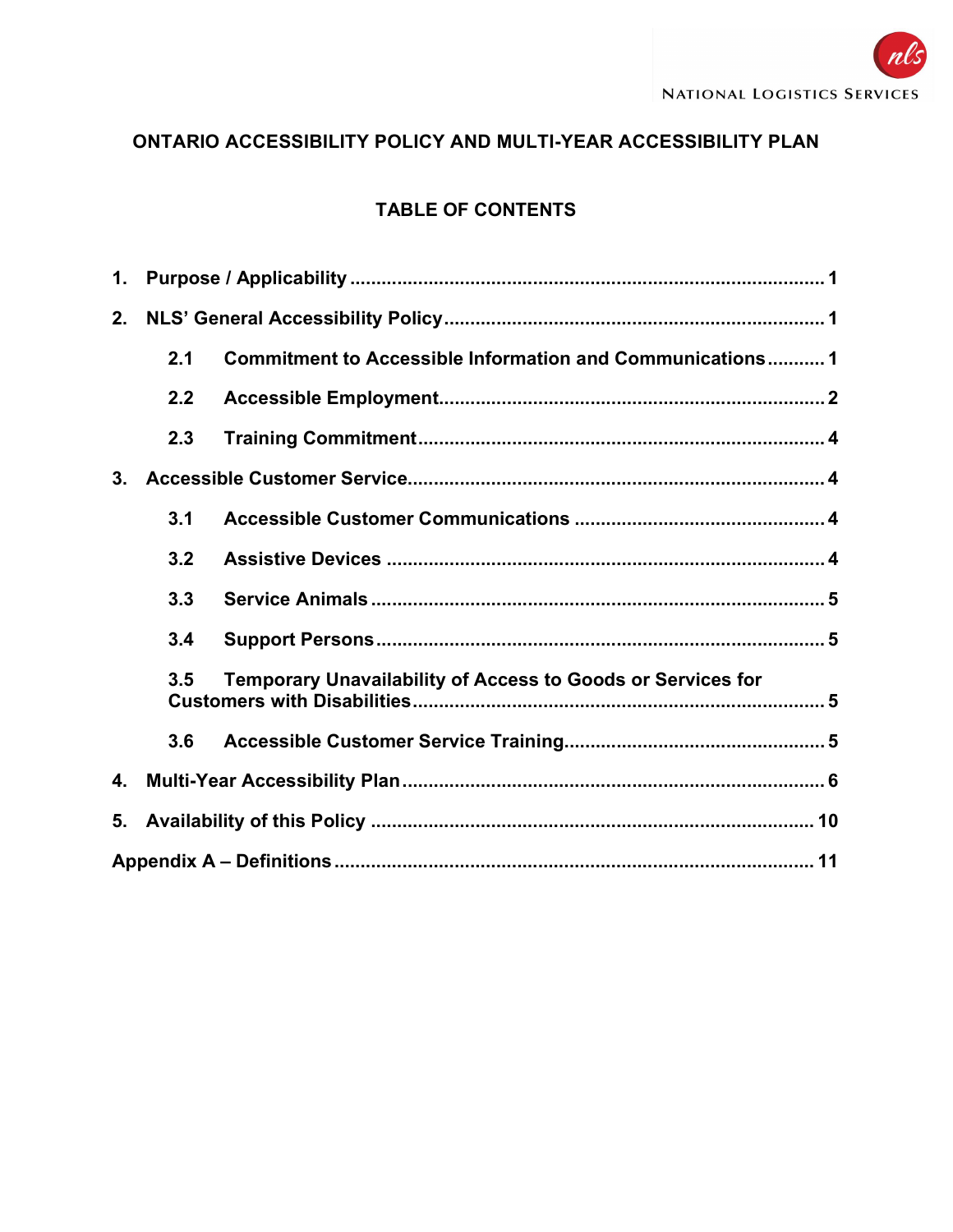NATIONAL LOGISTICS SERVICES

# ONTARIO ACCESSIBILITY POLICY AND MULTI-YEAR ACCESSIBILITY PLAN

## TABLE OF CONTENTS

**1. Purpose / Applicability .......... 1**

**2. NLS' General Accessibility Policy .......... 1**

- **2.1 Commitment to Accessible Information and Communications .......... 1**
- **2.2 Accessible Employment .......... 2**
- **2.3 Training Commitment .......... 4**

**3. Accessible Customer Service .......... 4**

- **3.1 Accessible Customer Communications .......... 4**
- **3.2 Assistive Devices .......... 4**
- **3.3 Service Animals .......... 5**
- **3.4 Support Persons .......... 5**
- **3.5 Temporary Unavailability of Access to Goods or Services for Customers with Disabilities .......... 5**
- **3.6 Accessible Customer Service Training .......... 5**

**4. Multi-Year Accessibility Plan .......... 6**

**5. Availability of this Policy .......... 10**

**Appendix A – Definitions .......... 11**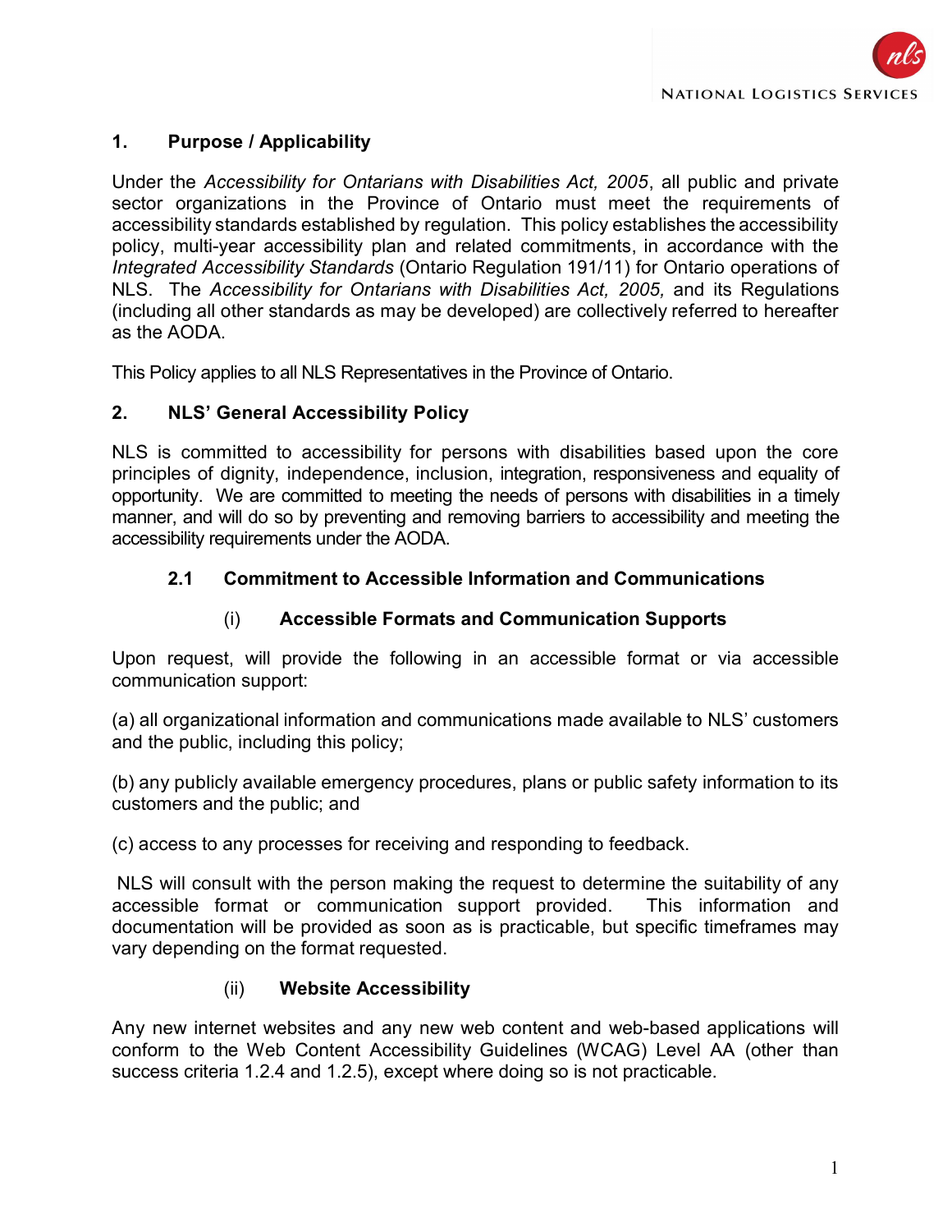## 1. Purpose / Applicability

Under the *Accessibility for Ontarians with Disabilities Act, 2005*, all public and private sector organizations in the Province of Ontario must meet the requirements of accessibility standards established by regulation. This policy establishes the accessibility policy, multi-year accessibility plan and related commitments, in accordance with the *Integrated Accessibility Standards* (Ontario Regulation 191/11) for Ontario operations of NLS. The *Accessibility for Ontarians with Disabilities Act, 2005,* and its Regulations (including all other standards as may be developed) are collectively referred to hereafter as the AODA.

This Policy applies to all NLS Representatives in the Province of Ontario.

## 2. NLS' General Accessibility Policy

NLS is committed to accessibility for persons with disabilities based upon the core principles of dignity, independence, inclusion, integration, responsiveness and equality of opportunity. We are committed to meeting the needs of persons with disabilities in a timely manner, and will do so by preventing and removing barriers to accessibility and meeting the accessibility requirements under the AODA.

### 2.1 Commitment to Accessible Information and Communications

#### (i) Accessible Formats and Communication Supports

Upon request, will provide the following in an accessible format or via accessible communication support:

(a) all organizational information and communications made available to NLS' customers and the public, including this policy;

(b) any publicly available emergency procedures, plans or public safety information to its customers and the public; and

(c) access to any processes for receiving and responding to feedback.

NLS will consult with the person making the request to determine the suitability of any accessible format or communication support provided. This information and documentation will be provided as soon as is practicable, but specific timeframes may vary depending on the format requested.

#### (ii) Website Accessibility

Any new internet websites and any new web content and web-based applications will conform to the Web Content Accessibility Guidelines (WCAG) Level AA (other than success criteria 1.2.4 and 1.2.5), except where doing so is not practicable.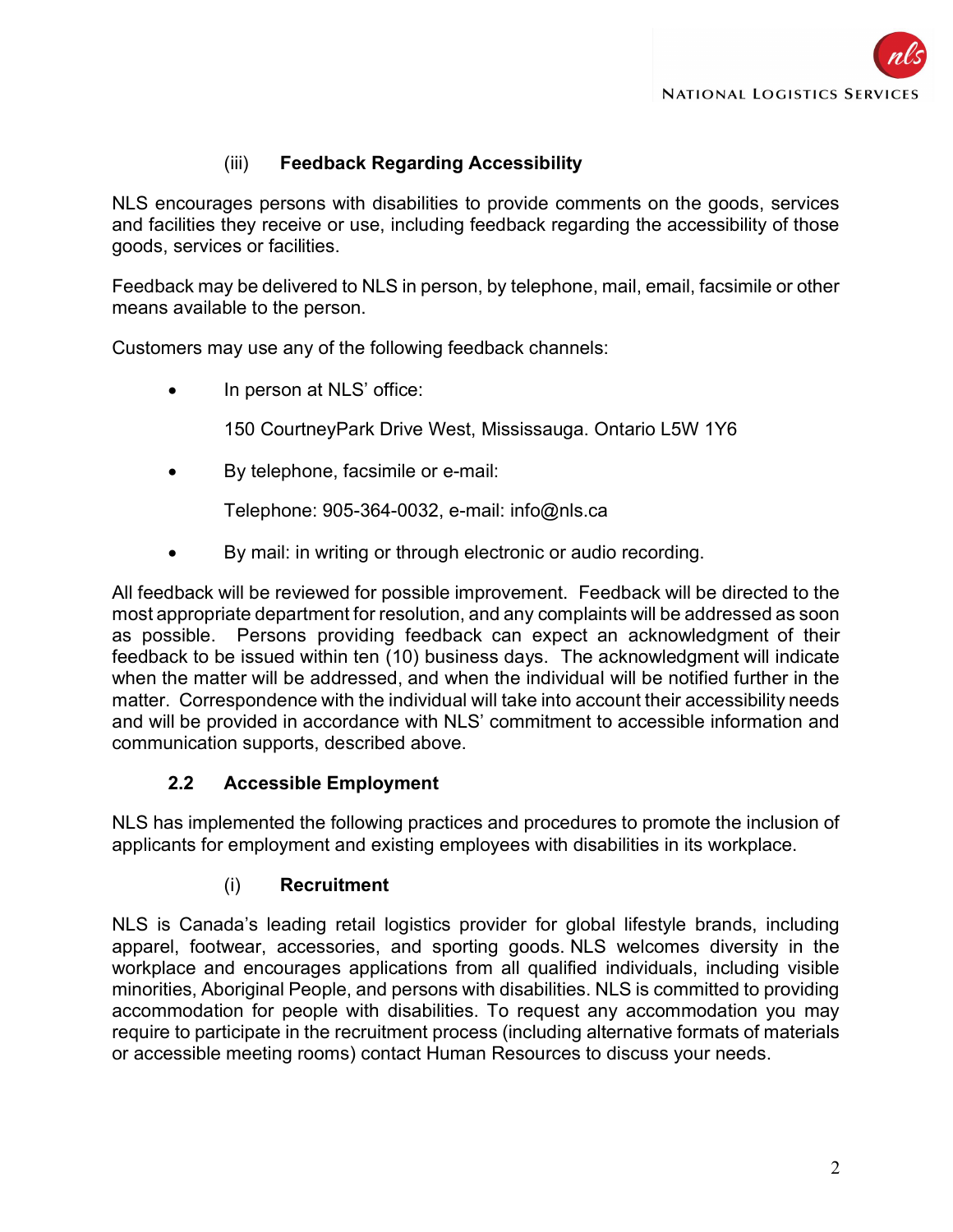### (iii) Feedback Regarding Accessibility

NLS encourages persons with disabilities to provide comments on the goods, services and facilities they receive or use, including feedback regarding the accessibility of those goods, services or facilities.

Feedback may be delivered to NLS in person, by telephone, mail, email, facsimile or other means available to the person.

Customers may use any of the following feedback channels:

- In person at NLS' office:

  150 CourtneyPark Drive West, Mississauga. Ontario L5W 1Y6

- By telephone, facsimile or e-mail:

  Telephone: 905-364-0032, e-mail: info@nls.ca

- By mail: in writing or through electronic or audio recording.

All feedback will be reviewed for possible improvement. Feedback will be directed to the most appropriate department for resolution, and any complaints will be addressed as soon as possible. Persons providing feedback can expect an acknowledgment of their feedback to be issued within ten (10) business days. The acknowledgment will indicate when the matter will be addressed, and when the individual will be notified further in the matter. Correspondence with the individual will take into account their accessibility needs and will be provided in accordance with NLS' commitment to accessible information and communication supports, described above.

## 2.2 Accessible Employment

NLS has implemented the following practices and procedures to promote the inclusion of applicants for employment and existing employees with disabilities in its workplace.

### (i) Recruitment

NLS is Canada's leading retail logistics provider for global lifestyle brands, including apparel, footwear, accessories, and sporting goods. NLS welcomes diversity in the workplace and encourages applications from all qualified individuals, including visible minorities, Aboriginal People, and persons with disabilities. NLS is committed to providing accommodation for people with disabilities. To request any accommodation you may require to participate in the recruitment process (including alternative formats of materials or accessible meeting rooms) contact Human Resources to discuss your needs.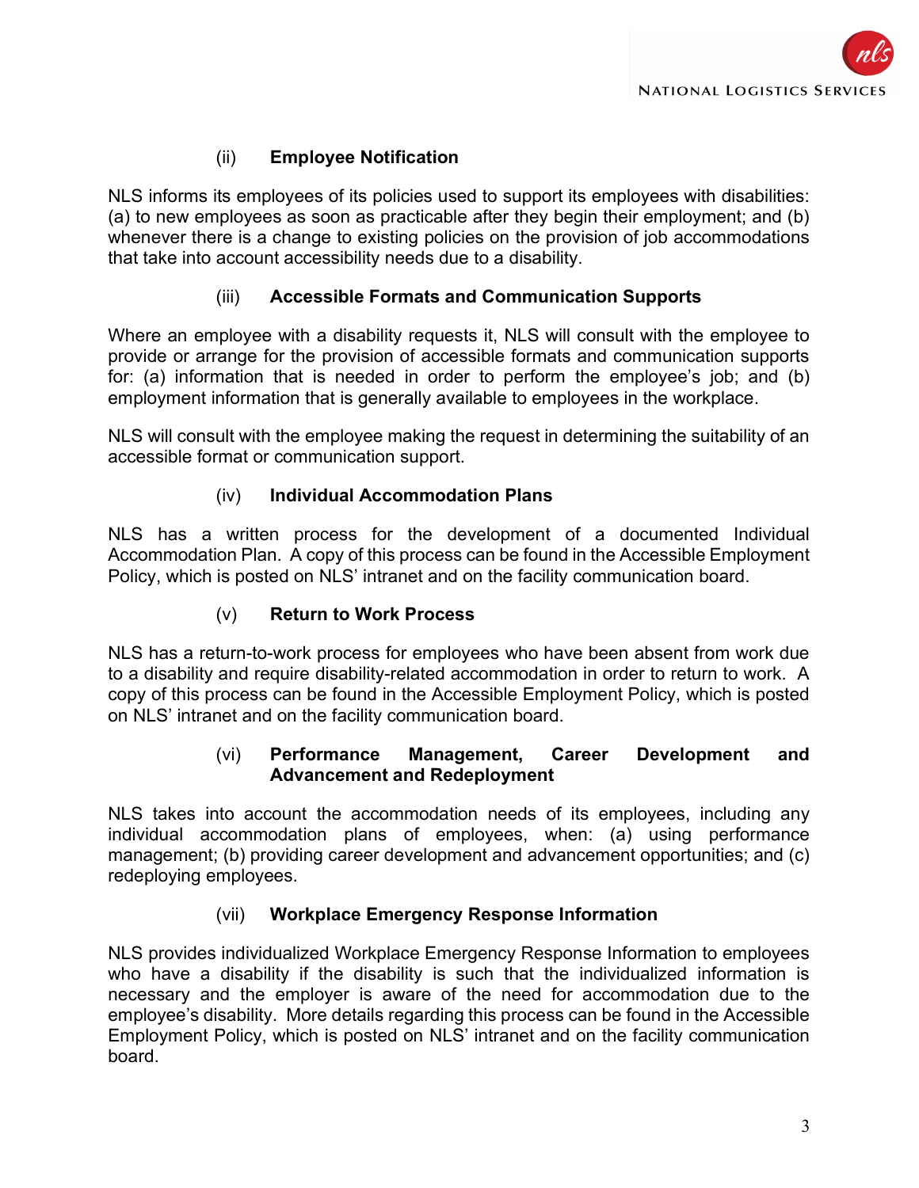### (ii) Employee Notification

NLS informs its employees of its policies used to support its employees with disabilities: (a) to new employees as soon as practicable after they begin their employment; and (b) whenever there is a change to existing policies on the provision of job accommodations that take into account accessibility needs due to a disability.

### (iii) Accessible Formats and Communication Supports

Where an employee with a disability requests it, NLS will consult with the employee to provide or arrange for the provision of accessible formats and communication supports for: (a) information that is needed in order to perform the employee's job; and (b) employment information that is generally available to employees in the workplace.

NLS will consult with the employee making the request in determining the suitability of an accessible format or communication support.

### (iv) Individual Accommodation Plans

NLS has a written process for the development of a documented Individual Accommodation Plan. A copy of this process can be found in the Accessible Employment Policy, which is posted on NLS' intranet and on the facility communication board.

### (v) Return to Work Process

NLS has a return-to-work process for employees who have been absent from work due to a disability and require disability-related accommodation in order to return to work. A copy of this process can be found in the Accessible Employment Policy, which is posted on NLS' intranet and on the facility communication board.

### (vi) Performance Management, Career Development and Advancement and Redeployment

NLS takes into account the accommodation needs of its employees, including any individual accommodation plans of employees, when: (a) using performance management; (b) providing career development and advancement opportunities; and (c) redeploying employees.

### (vii) Workplace Emergency Response Information

NLS provides individualized Workplace Emergency Response Information to employees who have a disability if the disability is such that the individualized information is necessary and the employer is aware of the need for accommodation due to the employee's disability. More details regarding this process can be found in the Accessible Employment Policy, which is posted on NLS' intranet and on the facility communication board.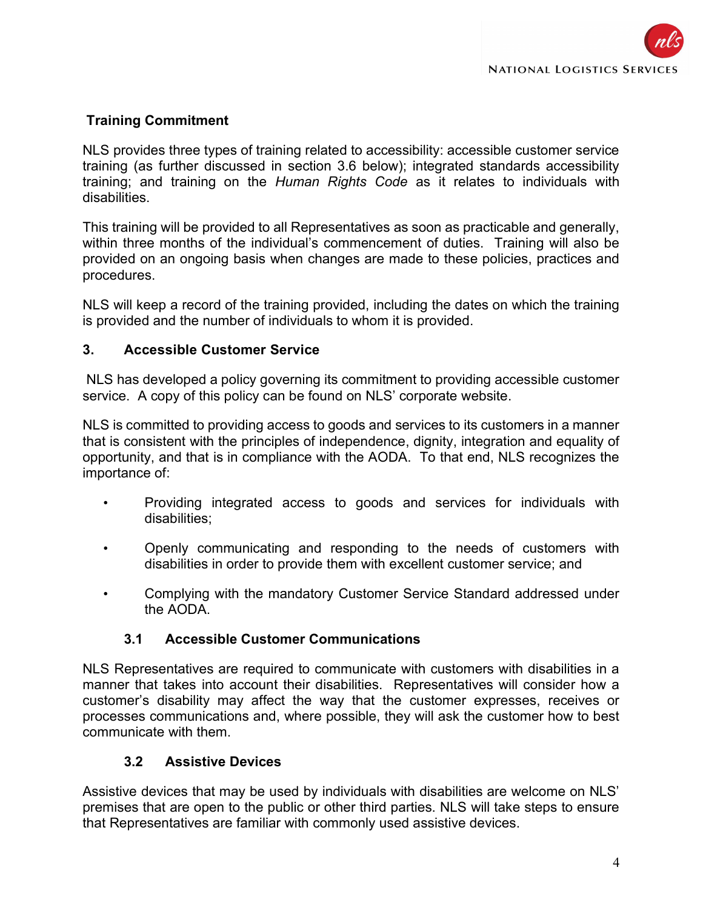**Training Commitment**

NLS provides three types of training related to accessibility: accessible customer service training (as further discussed in section 3.6 below); integrated standards accessibility training; and training on the *Human Rights Code* as it relates to individuals with disabilities.

This training will be provided to all Representatives as soon as practicable and generally, within three months of the individual's commencement of duties. Training will also be provided on an ongoing basis when changes are made to these policies, practices and procedures.

NLS will keep a record of the training provided, including the dates on which the training is provided and the number of individuals to whom it is provided.

## 3. Accessible Customer Service

NLS has developed a policy governing its commitment to providing accessible customer service. A copy of this policy can be found on NLS' corporate website.

NLS is committed to providing access to goods and services to its customers in a manner that is consistent with the principles of independence, dignity, integration and equality of opportunity, and that is in compliance with the AODA. To that end, NLS recognizes the importance of:

- Providing integrated access to goods and services for individuals with disabilities;
- Openly communicating and responding to the needs of customers with disabilities in order to provide them with excellent customer service; and
- Complying with the mandatory Customer Service Standard addressed under the AODA.

### 3.1 Accessible Customer Communications

NLS Representatives are required to communicate with customers with disabilities in a manner that takes into account their disabilities. Representatives will consider how a customer's disability may affect the way that the customer expresses, receives or processes communications and, where possible, they will ask the customer how to best communicate with them.

### 3.2 Assistive Devices

Assistive devices that may be used by individuals with disabilities are welcome on NLS' premises that are open to the public or other third parties. NLS will take steps to ensure that Representatives are familiar with commonly used assistive devices.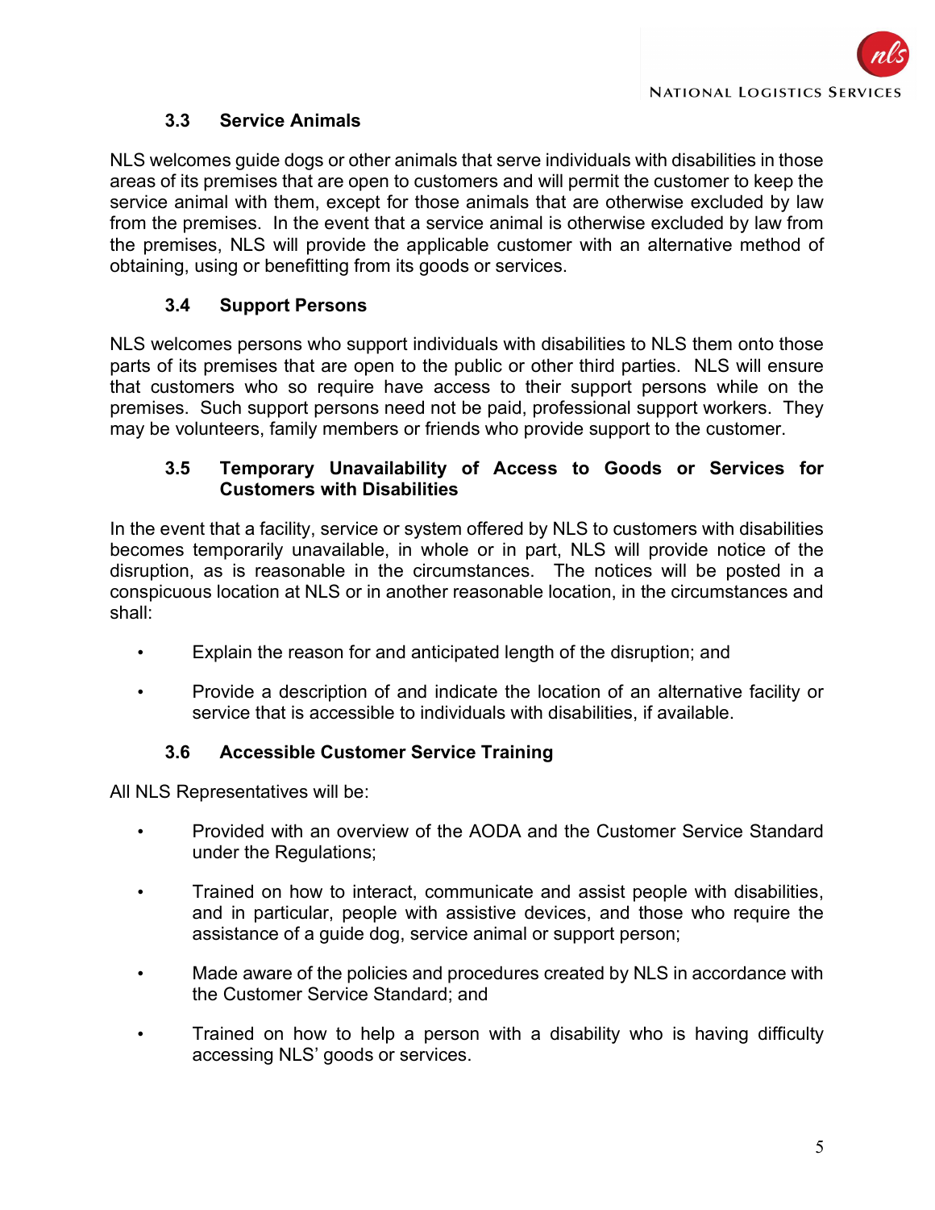### 3.3 Service Animals

NLS welcomes guide dogs or other animals that serve individuals with disabilities in those areas of its premises that are open to customers and will permit the customer to keep the service animal with them, except for those animals that are otherwise excluded by law from the premises. In the event that a service animal is otherwise excluded by law from the premises, NLS will provide the applicable customer with an alternative method of obtaining, using or benefitting from its goods or services.

### 3.4 Support Persons

NLS welcomes persons who support individuals with disabilities to NLS them onto those parts of its premises that are open to the public or other third parties. NLS will ensure that customers who so require have access to their support persons while on the premises. Such support persons need not be paid, professional support workers. They may be volunteers, family members or friends who provide support to the customer.

### 3.5 Temporary Unavailability of Access to Goods or Services for Customers with Disabilities

In the event that a facility, service or system offered by NLS to customers with disabilities becomes temporarily unavailable, in whole or in part, NLS will provide notice of the disruption, as is reasonable in the circumstances. The notices will be posted in a conspicuous location at NLS or in another reasonable location, in the circumstances and shall:

- Explain the reason for and anticipated length of the disruption; and
- Provide a description of and indicate the location of an alternative facility or service that is accessible to individuals with disabilities, if available.

### 3.6 Accessible Customer Service Training

All NLS Representatives will be:

- Provided with an overview of the AODA and the Customer Service Standard under the Regulations;
- Trained on how to interact, communicate and assist people with disabilities, and in particular, people with assistive devices, and those who require the assistance of a guide dog, service animal or support person;
- Made aware of the policies and procedures created by NLS in accordance with the Customer Service Standard; and
- Trained on how to help a person with a disability who is having difficulty accessing NLS' goods or services.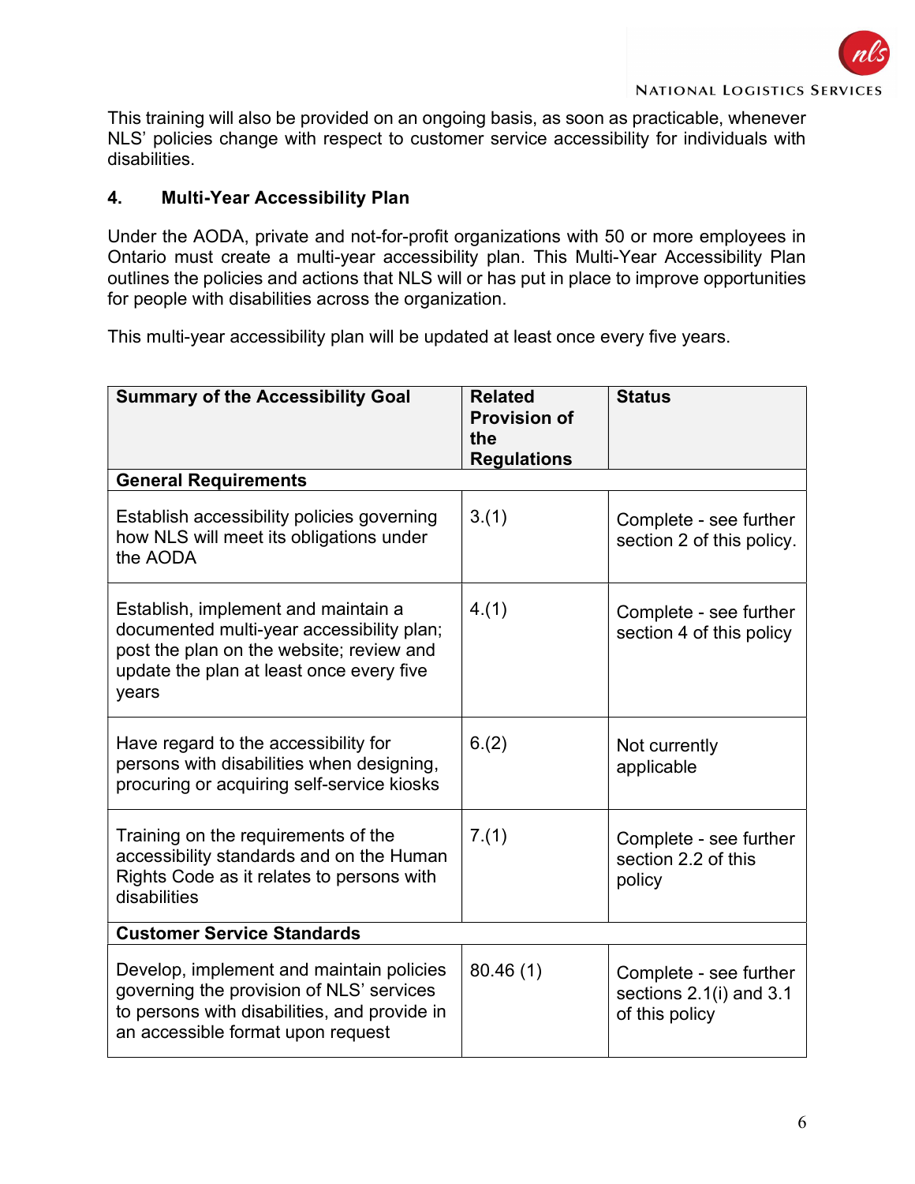This training will also be provided on an ongoing basis, as soon as practicable, whenever NLS' policies change with respect to customer service accessibility for individuals with disabilities.

## 4. Multi-Year Accessibility Plan

Under the AODA, private and not-for-profit organizations with 50 or more employees in Ontario must create a multi-year accessibility plan. This Multi-Year Accessibility Plan outlines the policies and actions that NLS will or has put in place to improve opportunities for people with disabilities across the organization.

This multi-year accessibility plan will be updated at least once every five years.

| Summary of the Accessibility Goal | Related Provision of the Regulations | Status |
|---|---|---|
| **General Requirements** | | |
| Establish accessibility policies governing how NLS will meet its obligations under the AODA | 3.(1) | Complete - see further section 2 of this policy. |
| Establish, implement and maintain a documented multi-year accessibility plan; post the plan on the website; review and update the plan at least once every five years | 4.(1) | Complete - see further section 4 of this policy |
| Have regard to the accessibility for persons with disabilities when designing, procuring or acquiring self-service kiosks | 6.(2) | Not currently applicable |
| Training on the requirements of the accessibility standards and on the Human Rights Code as it relates to persons with disabilities | 7.(1) | Complete - see further section 2.2 of this policy |
| **Customer Service Standards** | | |
| Develop, implement and maintain policies governing the provision of NLS' services to persons with disabilities, and provide in an accessible format upon request | 80.46 (1) | Complete - see further sections 2.1(i) and 3.1 of this policy |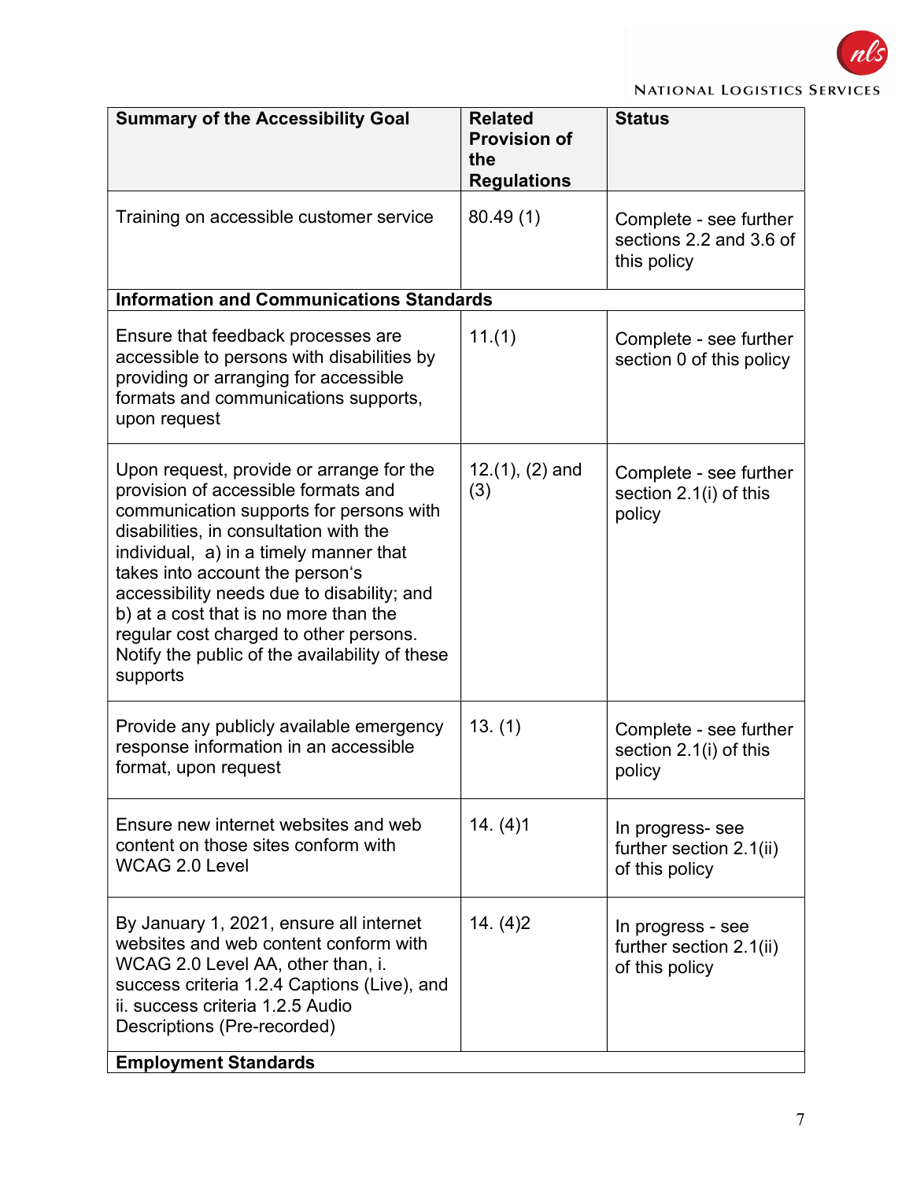| Summary of the Accessibility Goal | Related Provision of the Regulations | Status |
|---|---|---|
| Training on accessible customer service | 80.49 (1) | Complete - see further sections 2.2 and 3.6 of this policy |
| **Information and Communications Standards** | | |
| Ensure that feedback processes are accessible to persons with disabilities by providing or arranging for accessible formats and communications supports, upon request | 11.(1) | Complete - see further section 0 of this policy |
| Upon request, provide or arrange for the provision of accessible formats and communication supports for persons with disabilities, in consultation with the individual, a) in a timely manner that takes into account the person's accessibility needs due to disability; and b) at a cost that is no more than the regular cost charged to other persons. Notify the public of the availability of these supports | 12.(1), (2) and (3) | Complete - see further section 2.1(i) of this policy |
| Provide any publicly available emergency response information in an accessible format, upon request | 13. (1) | Complete - see further section 2.1(i) of this policy |
| Ensure new internet websites and web content on those sites conform with WCAG 2.0 Level | 14. (4)1 | In progress- see further section 2.1(ii) of this policy |
| By January 1, 2021, ensure all internet websites and web content conform with WCAG 2.0 Level AA, other than, i. success criteria 1.2.4 Captions (Live), and ii. success criteria 1.2.5 Audio Descriptions (Pre-recorded) | 14. (4)2 | In progress - see further section 2.1(ii) of this policy |
| **Employment Standards** | | |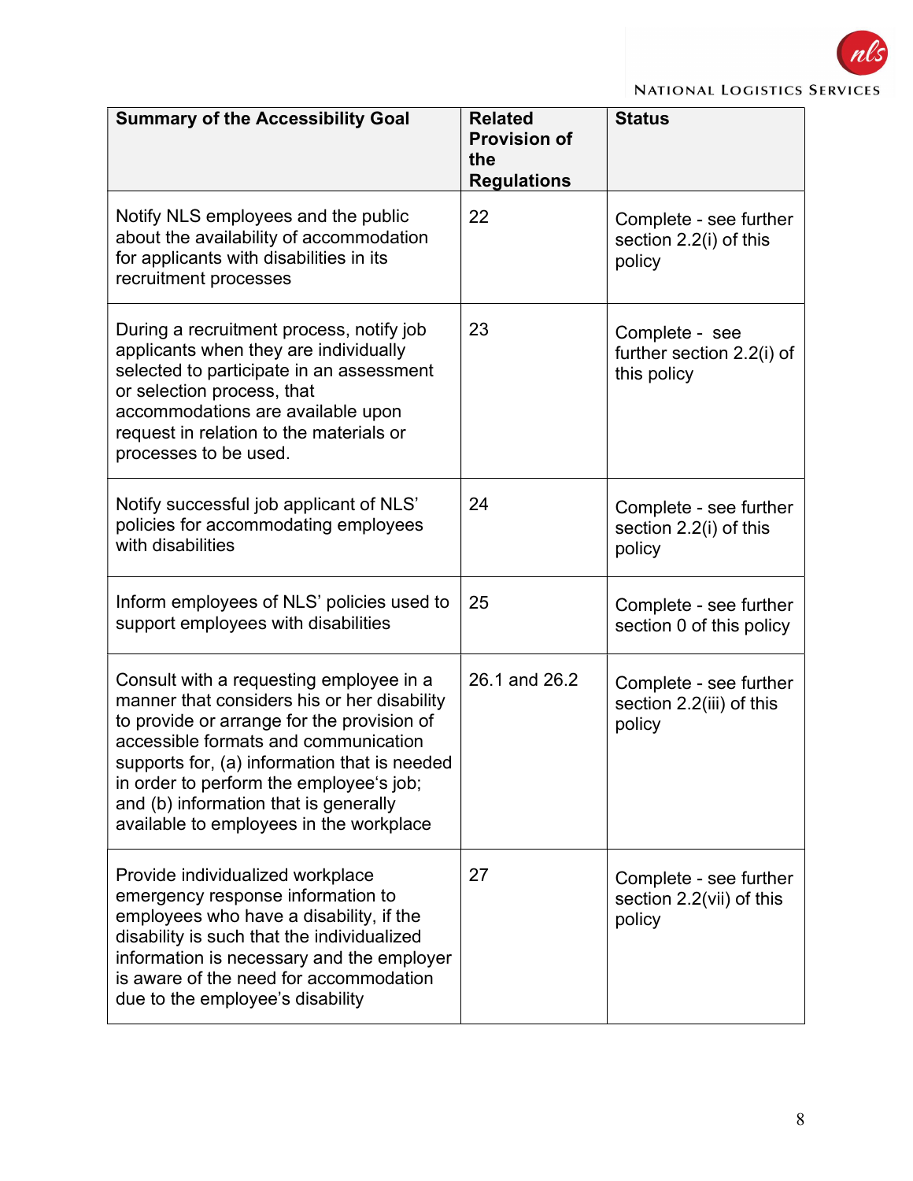| Summary of the Accessibility Goal | Related Provision of the Regulations | Status |
|---|---|---|
| Notify NLS employees and the public about the availability of accommodation for applicants with disabilities in its recruitment processes | 22 | Complete - see further section 2.2(i) of this policy |
| During a recruitment process, notify job applicants when they are individually selected to participate in an assessment or selection process, that accommodations are available upon request in relation to the materials or processes to be used. | 23 | Complete - see further section 2.2(i) of this policy |
| Notify successful job applicant of NLS' policies for accommodating employees with disabilities | 24 | Complete - see further section 2.2(i) of this policy |
| Inform employees of NLS' policies used to support employees with disabilities | 25 | Complete - see further section 0 of this policy |
| Consult with a requesting employee in a manner that considers his or her disability to provide or arrange for the provision of accessible formats and communication supports for, (a) information that is needed in order to perform the employee's job; and (b) information that is generally available to employees in the workplace | 26.1 and 26.2 | Complete - see further section 2.2(iii) of this policy |
| Provide individualized workplace emergency response information to employees who have a disability, if the disability is such that the individualized information is necessary and the employer is aware of the need for accommodation due to the employee's disability | 27 | Complete - see further section 2.2(vii) of this policy |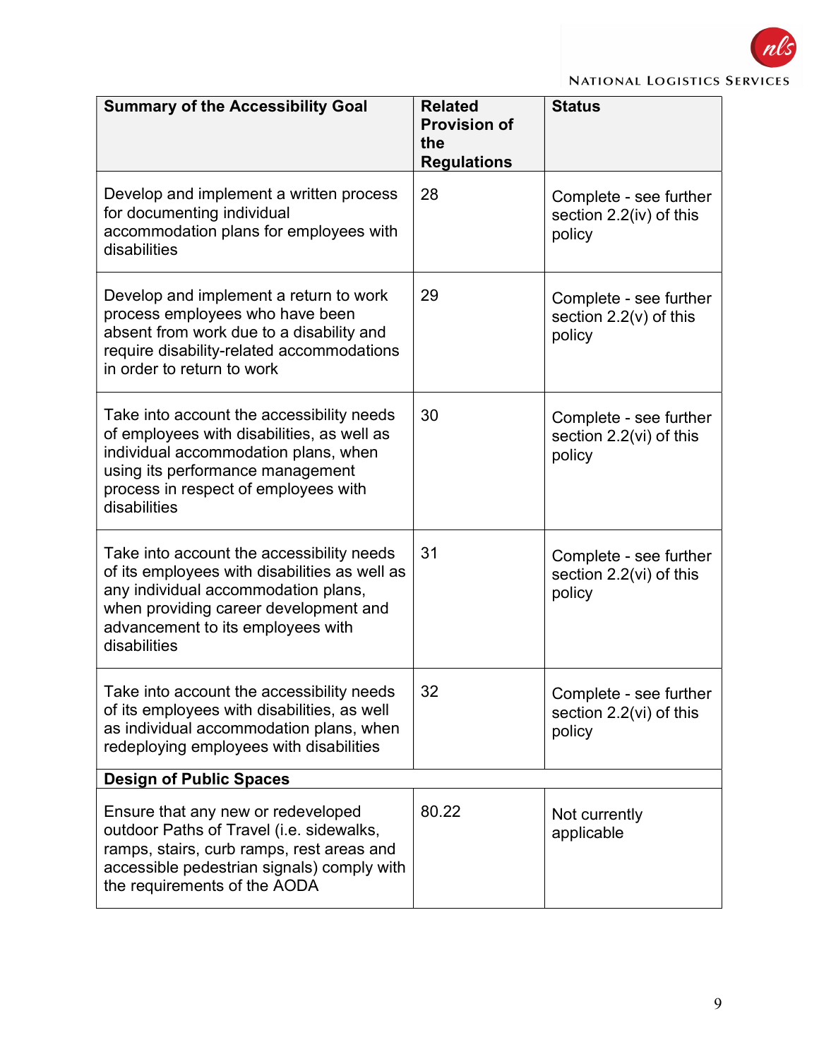| Summary of the Accessibility Goal | Related Provision of the Regulations | Status |
|---|---|---|
| Develop and implement a written process for documenting individual accommodation plans for employees with disabilities | 28 | Complete - see further section 2.2(iv) of this policy |
| Develop and implement a return to work process employees who have been absent from work due to a disability and require disability-related accommodations in order to return to work | 29 | Complete - see further section 2.2(v) of this policy |
| Take into account the accessibility needs of employees with disabilities, as well as individual accommodation plans, when using its performance management process in respect of employees with disabilities | 30 | Complete - see further section 2.2(vi) of this policy |
| Take into account the accessibility needs of its employees with disabilities as well as any individual accommodation plans, when providing career development and advancement to its employees with disabilities | 31 | Complete - see further section 2.2(vi) of this policy |
| Take into account the accessibility needs of its employees with disabilities, as well as individual accommodation plans, when redeploying employees with disabilities | 32 | Complete - see further section 2.2(vi) of this policy |
| **Design of Public Spaces** | | |
| Ensure that any new or redeveloped outdoor Paths of Travel (i.e. sidewalks, ramps, stairs, curb ramps, rest areas and accessible pedestrian signals) comply with the requirements of the AODA | 80.22 | Not currently applicable |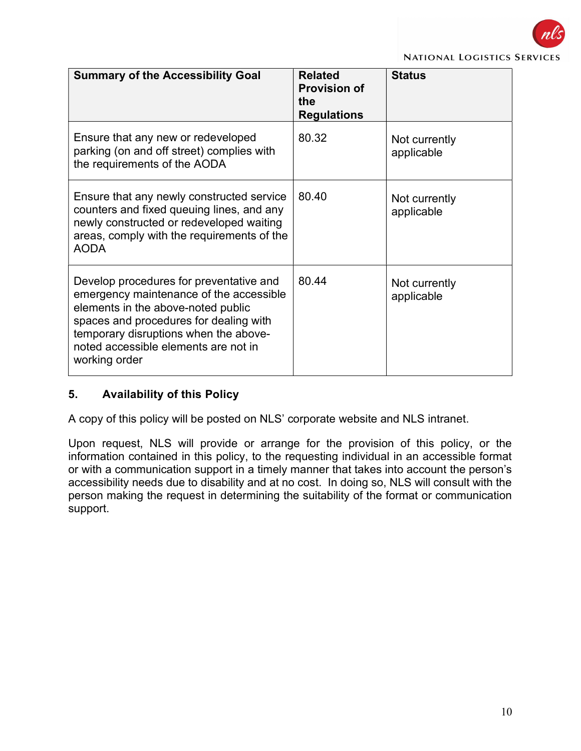| Summary of the Accessibility Goal | Related Provision of the Regulations | Status |
|---|---|---|
| Ensure that any new or redeveloped parking (on and off street) complies with the requirements of the AODA | 80.32 | Not currently applicable |
| Ensure that any newly constructed service counters and fixed queuing lines, and any newly constructed or redeveloped waiting areas, comply with the requirements of the AODA | 80.40 | Not currently applicable |
| Develop procedures for preventative and emergency maintenance of the accessible elements in the above-noted public spaces and procedures for dealing with temporary disruptions when the above-noted accessible elements are not in working order | 80.44 | Not currently applicable |

## 5. Availability of this Policy

A copy of this policy will be posted on NLS' corporate website and NLS intranet.

Upon request, NLS will provide or arrange for the provision of this policy, or the information contained in this policy, to the requesting individual in an accessible format or with a communication support in a timely manner that takes into account the person's accessibility needs due to disability and at no cost. In doing so, NLS will consult with the person making the request in determining the suitability of the format or communication support.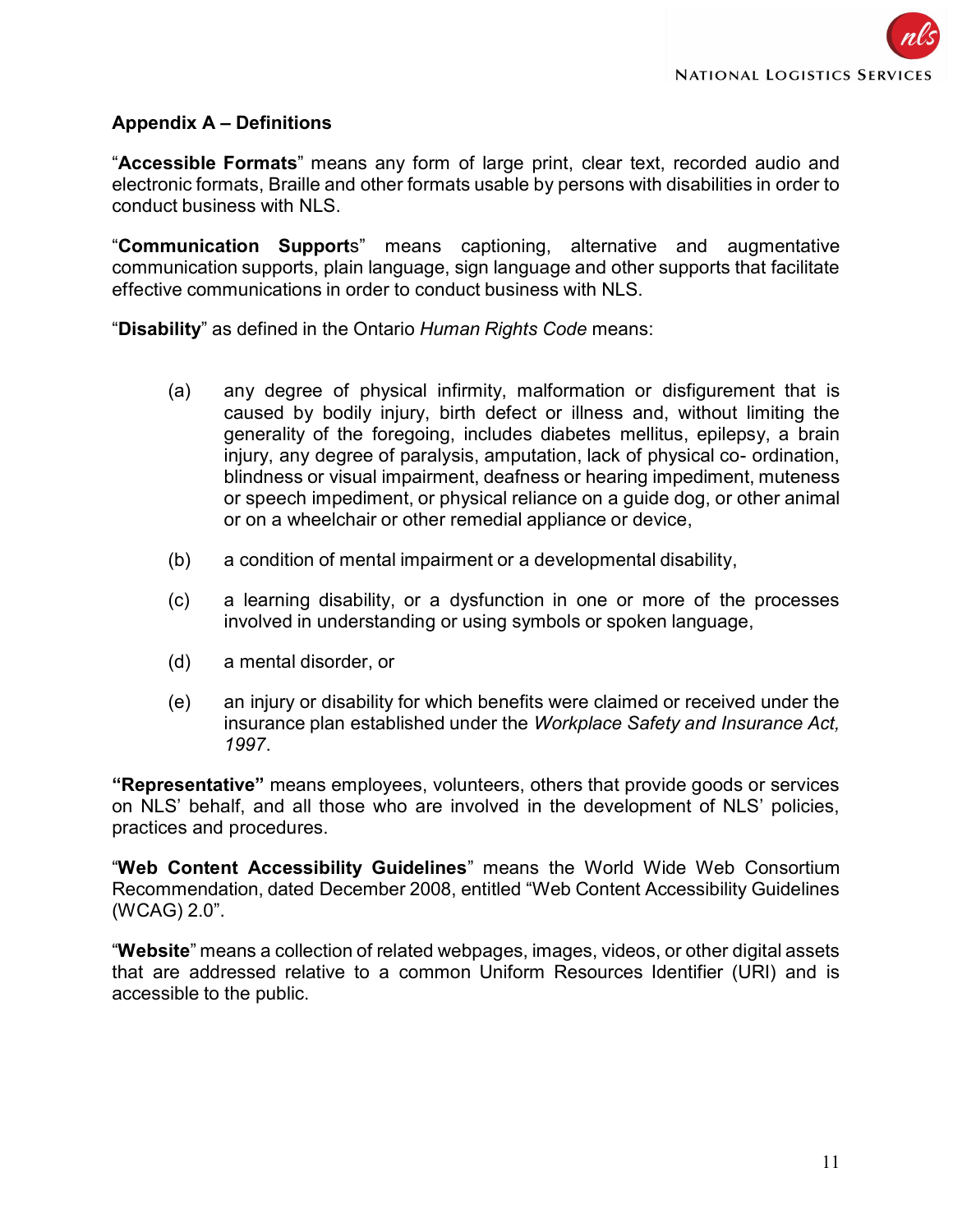## Appendix A – Definitions

"**Accessible Formats**" means any form of large print, clear text, recorded audio and electronic formats, Braille and other formats usable by persons with disabilities in order to conduct business with NLS.

"**Communication Support**s" means captioning, alternative and augmentative communication supports, plain language, sign language and other supports that facilitate effective communications in order to conduct business with NLS.

"**Disability**" as defined in the Ontario *Human Rights Code* means:

(a) any degree of physical infirmity, malformation or disfigurement that is caused by bodily injury, birth defect or illness and, without limiting the generality of the foregoing, includes diabetes mellitus, epilepsy, a brain injury, any degree of paralysis, amputation, lack of physical co- ordination, blindness or visual impairment, deafness or hearing impediment, muteness or speech impediment, or physical reliance on a guide dog, or other animal or on a wheelchair or other remedial appliance or device,

(b) a condition of mental impairment or a developmental disability,

(c) a learning disability, or a dysfunction in one or more of the processes involved in understanding or using symbols or spoken language,

(d) a mental disorder, or

(e) an injury or disability for which benefits were claimed or received under the insurance plan established under the *Workplace Safety and Insurance Act, 1997*.

**"Representative"** means employees, volunteers, others that provide goods or services on NLS' behalf, and all those who are involved in the development of NLS' policies, practices and procedures.

"**Web Content Accessibility Guidelines**" means the World Wide Web Consortium Recommendation, dated December 2008, entitled "Web Content Accessibility Guidelines (WCAG) 2.0".

"**Website**" means a collection of related webpages, images, videos, or other digital assets that are addressed relative to a common Uniform Resources Identifier (URI) and is accessible to the public.